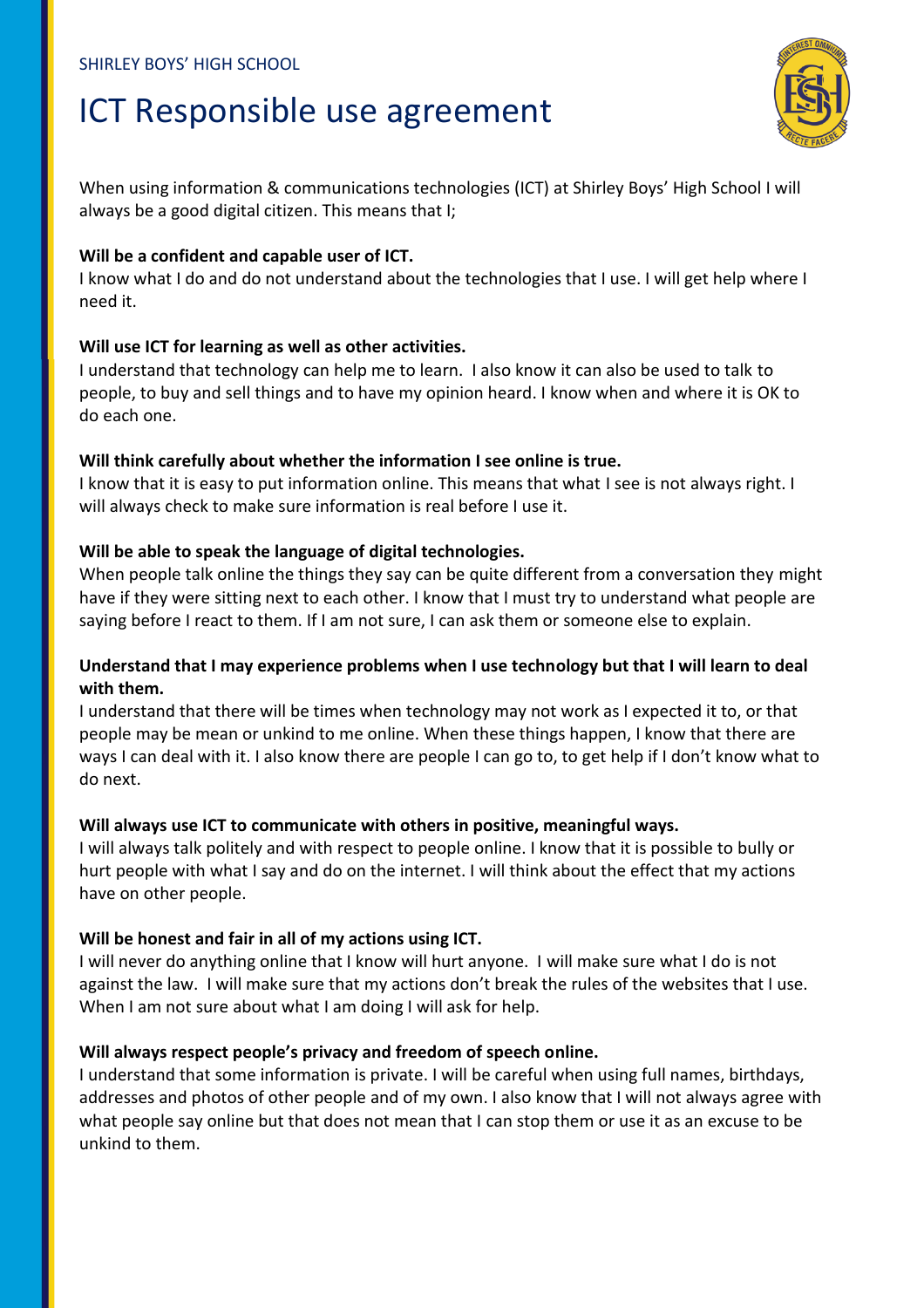SHIRLEY BOYS' HIGH SCHOOL

# ICT Responsible use agreement

When using information & communications technologies (ICT) at Shirley Boys' High School I will always be a good digital citizen. This means that I;

**Will be a confident and capable user of ICT.**
I know what I do and do not understand about the technologies that I use. I will get help where I need it.

**Will use ICT for learning as well as other activities.**
I understand that technology can help me to learn. I also know it can also be used to talk to people, to buy and sell things and to have my opinion heard. I know when and where it is OK to do each one.

**Will think carefully about whether the information I see online is true.**
I know that it is easy to put information online. This means that what I see is not always right. I will always check to make sure information is real before I use it.

**Will be able to speak the language of digital technologies.**
When people talk online the things they say can be quite different from a conversation they might have if they were sitting next to each other. I know that I must try to understand what people are saying before I react to them. If I am not sure, I can ask them or someone else to explain.

**Understand that I may experience problems when I use technology but that I will learn to deal with them.**
I understand that there will be times when technology may not work as I expected it to, or that people may be mean or unkind to me online. When these things happen, I know that there are ways I can deal with it. I also know there are people I can go to, to get help if I don't know what to do next.

**Will always use ICT to communicate with others in positive, meaningful ways.**
I will always talk politely and with respect to people online. I know that it is possible to bully or hurt people with what I say and do on the internet. I will think about the effect that my actions have on other people.

**Will be honest and fair in all of my actions using ICT.**
I will never do anything online that I know will hurt anyone. I will make sure what I do is not against the law. I will make sure that my actions don't break the rules of the websites that I use. When I am not sure about what I am doing I will ask for help.

**Will always respect people's privacy and freedom of speech online.**
I understand that some information is private. I will be careful when using full names, birthdays, addresses and photos of other people and of my own. I also know that I will not always agree with what people say online but that does not mean that I can stop them or use it as an excuse to be unkind to them.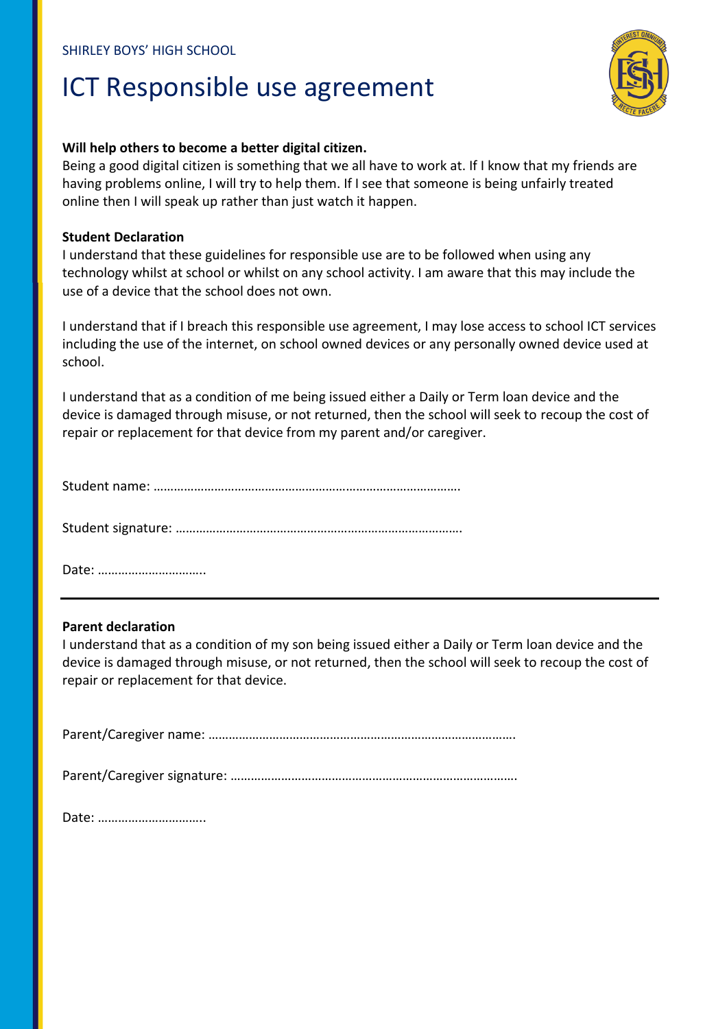SHIRLEY BOYS' HIGH SCHOOL

# ICT Responsible use agreement

**Will help others to become a better digital citizen.**
Being a good digital citizen is something that we all have to work at. If I know that my friends are having problems online, I will try to help them. If I see that someone is being unfairly treated online then I will speak up rather than just watch it happen.

**Student Declaration**
I understand that these guidelines for responsible use are to be followed when using any technology whilst at school or whilst on any school activity. I am aware that this may include the use of a device that the school does not own.

I understand that if I breach this responsible use agreement, I may lose access to school ICT services including the use of the internet, on school owned devices or any personally owned device used at school.

I understand that as a condition of me being issued either a Daily or Term loan device and the device is damaged through misuse, or not returned, then the school will seek to recoup the cost of repair or replacement for that device from my parent and/or caregiver.

Student name: ………………………………………………………………………………

Student signature: ……………………………………………………………………….

Date: …………………………..

---

**Parent declaration**
I understand that as a condition of my son being issued either a Daily or Term loan device and the device is damaged through misuse, or not returned, then the school will seek to recoup the cost of repair or replacement for that device.

Parent/Caregiver name: ………………………………………………………………………………

Parent/Caregiver signature: ……………………………………………………………………….

Date: …………………………..